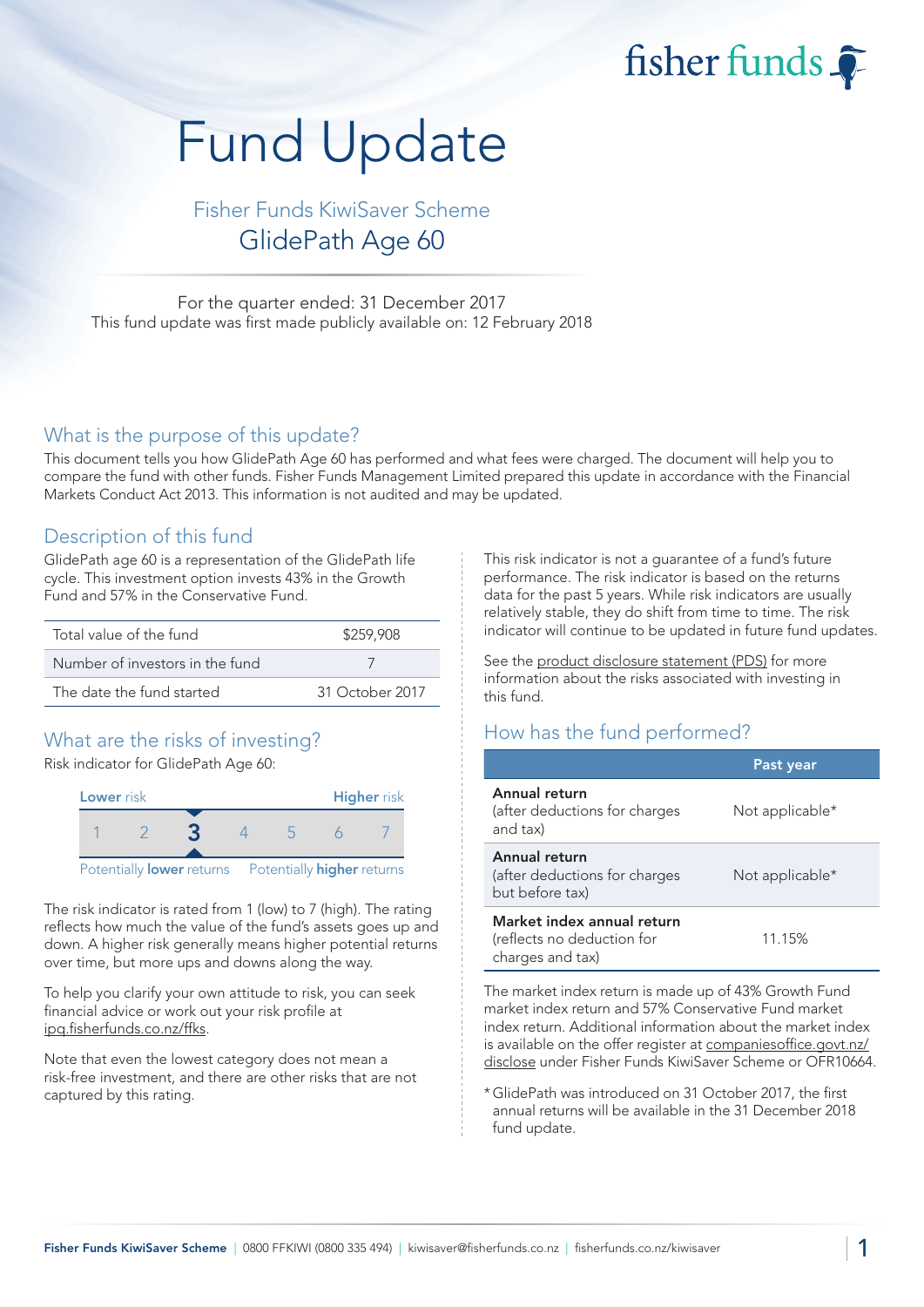fisher funds

# Fund Update

## Fisher Funds KiwiSaver Scheme
## GlidePath Age 60

For the quarter ended: 31 December 2017
This fund update was first made publicly available on: 12 February 2018

## What is the purpose of this update?

This document tells you how GlidePath Age 60 has performed and what fees were charged. The document will help you to compare the fund with other funds. Fisher Funds Management Limited prepared this update in accordance with the Financial Markets Conduct Act 2013. This information is not audited and may be updated.

## Description of this fund

GlidePath age 60 is a representation of the GlidePath life cycle. This investment option invests 43% in the Growth Fund and 57% in the Conservative Fund.

| | |
|---|---|
| Total value of the fund | $259,908 |
| Number of investors in the fund | 7 |
| The date the fund started | 31 October 2017 |

## What are the risks of investing?

Risk indicator for GlidePath Age 60:

| Lower risk | | | | | | Higher risk |
|---|---|---|---|---|---|---|
| 1 | 2 | **3** | 4 | 5 | 6 | 7 |

Potentially **lower** returns — Potentially **higher** returns

The risk indicator is rated from 1 (low) to 7 (high). The rating reflects how much the value of the fund's assets goes up and down. A higher risk generally means higher potential returns over time, but more ups and downs along the way.

To help you clarify your own attitude to risk, you can seek financial advice or work out your risk profile at ipq.fisherfunds.co.nz/ffks.

Note that even the lowest category does not mean a risk-free investment, and there are other risks that are not captured by this rating.

This risk indicator is not a guarantee of a fund's future performance. The risk indicator is based on the returns data for the past 5 years. While risk indicators are usually relatively stable, they do shift from time to time. The risk indicator will continue to be updated in future fund updates.

See the product disclosure statement (PDS) for more information about the risks associated with investing in this fund.

## How has the fund performed?

| | Past year |
|---|---|
| **Annual return** (after deductions for charges and tax) | Not applicable* |
| **Annual return** (after deductions for charges but before tax) | Not applicable* |
| **Market index annual return** (reflects no deduction for charges and tax) | 11.15% |

The market index return is made up of 43% Growth Fund market index return and 57% Conservative Fund market index return. Additional information about the market index is available on the offer register at companiesoffice.govt.nz/disclose under Fisher Funds KiwiSaver Scheme or OFR10664.

\* GlidePath was introduced on 31 October 2017, the first annual returns will be available in the 31 December 2018 fund update.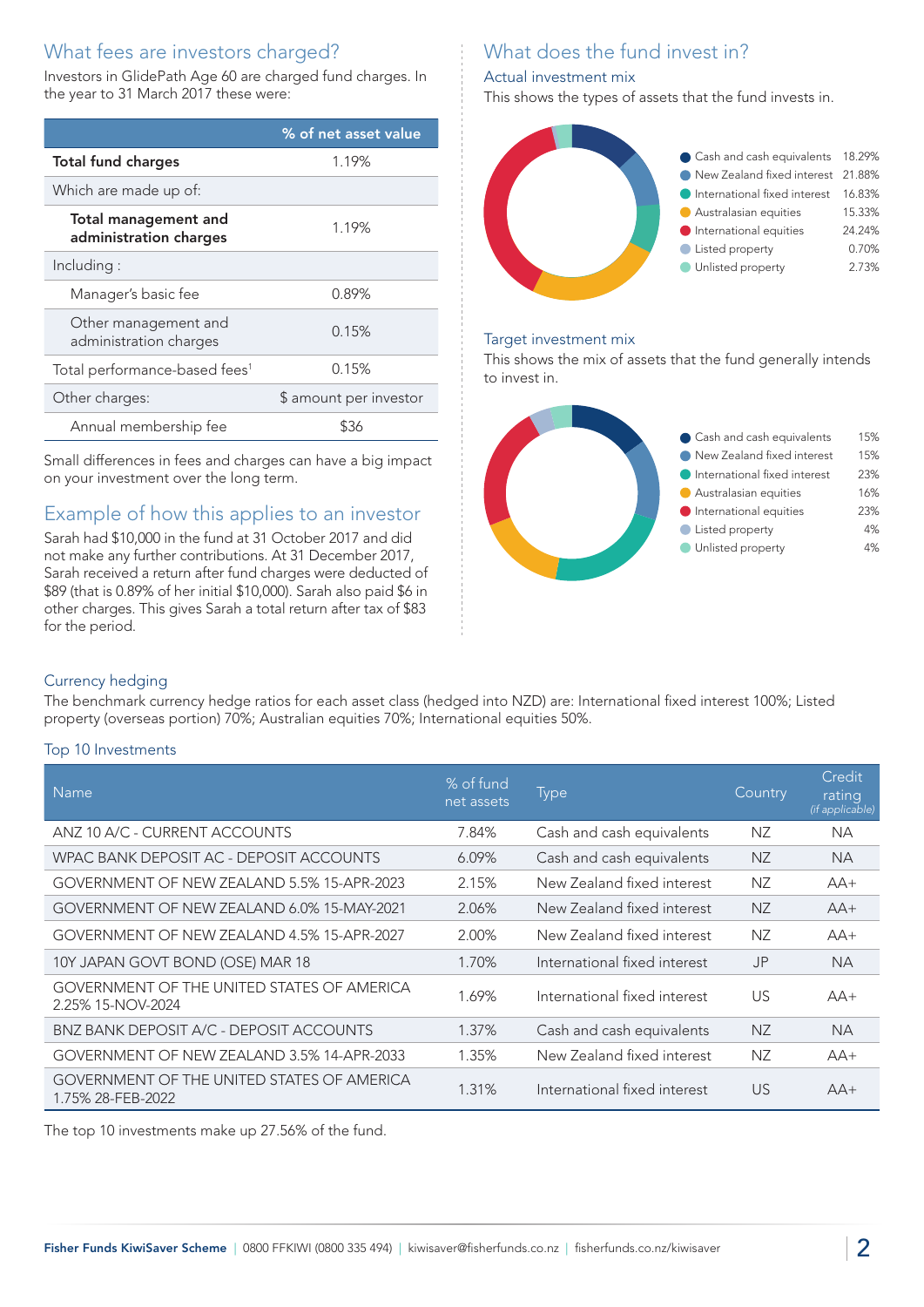## What fees are investors charged?

Investors in GlidePath Age 60 are charged fund charges. In the year to 31 March 2017 these were:

| | % of net asset value |
|---|---|
| **Total fund charges** | 1.19% |
| Which are made up of: | |
| **Total management and administration charges** | 1.19% |
| Including : | |
| Manager's basic fee | 0.89% |
| Other management and administration charges | 0.15% |
| Total performance-based fees[1] | 0.15% |
| Other charges: | $ amount per investor |
| Annual membership fee | $36 |

Small differences in fees and charges can have a big impact on your investment over the long term.

## Example of how this applies to an investor

Sarah had $10,000 in the fund at 31 October 2017 and did not make any further contributions. At 31 December 2017, Sarah received a return after fund charges were deducted of $89 (that is 0.89% of her initial $10,000). Sarah also paid $6 in other charges. This gives Sarah a total return after tax of $83 for the period.

## What does the fund invest in?

### Actual investment mix

This shows the types of assets that the fund invests in.

| Asset | % |
|---|---|
| Cash and cash equivalents | 18.29% |
| New Zealand fixed interest | 21.88% |
| International fixed interest | 16.83% |
| Australasian equities | 15.33% |
| International equities | 24.24% |
| Listed property | 0.70% |
| Unlisted property | 2.73% |

### Target investment mix

This shows the mix of assets that the fund generally intends to invest in.

| Asset | % |
|---|---|
| Cash and cash equivalents | 15% |
| New Zealand fixed interest | 15% |
| International fixed interest | 23% |
| Australasian equities | 16% |
| International equities | 23% |
| Listed property | 4% |
| Unlisted property | 4% |

### Currency hedging

The benchmark currency hedge ratios for each asset class (hedged into NZD) are: International fixed interest 100%; Listed property (overseas portion) 70%; Australian equities 70%; International equities 50%.

### Top 10 Investments

| Name | % of fund net assets | Type | Country | Credit rating *(if applicable)* |
|---|---|---|---|---|
| ANZ 10 A/C - CURRENT ACCOUNTS | 7.84% | Cash and cash equivalents | NZ | NA |
| WPAC BANK DEPOSIT AC - DEPOSIT ACCOUNTS | 6.09% | Cash and cash equivalents | NZ | NA |
| GOVERNMENT OF NEW ZEALAND 5.5% 15-APR-2023 | 2.15% | New Zealand fixed interest | NZ | AA+ |
| GOVERNMENT OF NEW ZEALAND 6.0% 15-MAY-2021 | 2.06% | New Zealand fixed interest | NZ | AA+ |
| GOVERNMENT OF NEW ZEALAND 4.5% 15-APR-2027 | 2.00% | New Zealand fixed interest | NZ | AA+ |
| 10Y JAPAN GOVT BOND (OSE) MAR 18 | 1.70% | International fixed interest | JP | NA |
| GOVERNMENT OF THE UNITED STATES OF AMERICA 2.25% 15-NOV-2024 | 1.69% | International fixed interest | US | AA+ |
| BNZ BANK DEPOSIT A/C - DEPOSIT ACCOUNTS | 1.37% | Cash and cash equivalents | NZ | NA |
| GOVERNMENT OF NEW ZEALAND 3.5% 14-APR-2033 | 1.35% | New Zealand fixed interest | NZ | AA+ |
| GOVERNMENT OF THE UNITED STATES OF AMERICA 1.75% 28-FEB-2022 | 1.31% | International fixed interest | US | AA+ |

The top 10 investments make up 27.56% of the fund.

**Fisher Funds KiwiSaver Scheme** | 0800 FFKIWI (0800 335 494) | kiwisaver@fisherfunds.co.nz | fisherfunds.co.nz/kiwisaver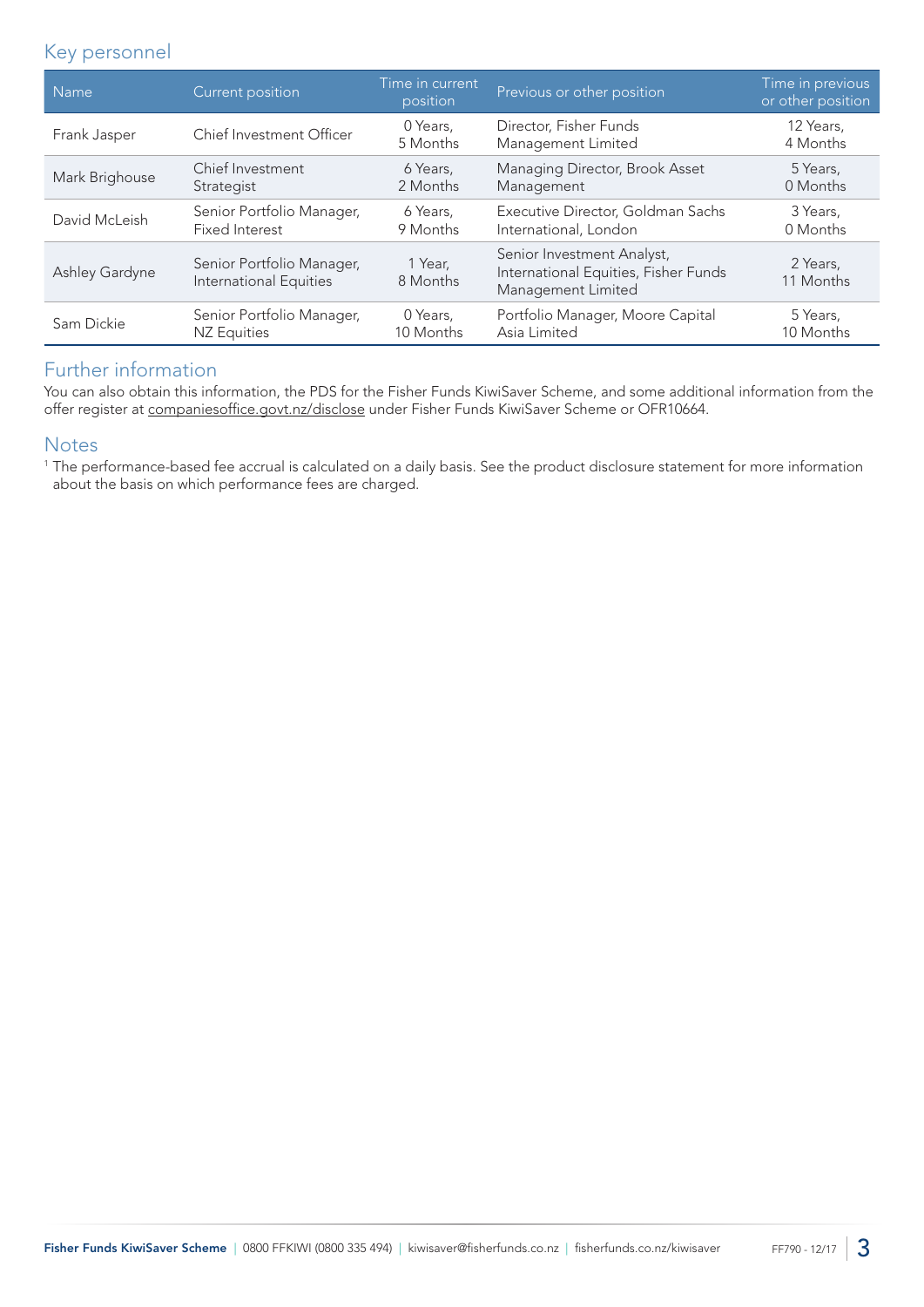## Key personnel

| Name | Current position | Time in current position | Previous or other position | Time in previous or other position |
|---|---|---|---|---|
| Frank Jasper | Chief Investment Officer | 0 Years, 5 Months | Director, Fisher Funds Management Limited | 12 Years, 4 Months |
| Mark Brighouse | Chief Investment Strategist | 6 Years, 2 Months | Managing Director, Brook Asset Management | 5 Years, 0 Months |
| David McLeish | Senior Portfolio Manager, Fixed Interest | 6 Years, 9 Months | Executive Director, Goldman Sachs International, London | 3 Years, 0 Months |
| Ashley Gardyne | Senior Portfolio Manager, International Equities | 1 Year, 8 Months | Senior Investment Analyst, International Equities, Fisher Funds Management Limited | 2 Years, 11 Months |
| Sam Dickie | Senior Portfolio Manager, NZ Equities | 0 Years, 10 Months | Portfolio Manager, Moore Capital Asia Limited | 5 Years, 10 Months |

## Further information

You can also obtain this information, the PDS for the Fisher Funds KiwiSaver Scheme, and some additional information from the offer register at companiesoffice.govt.nz/disclose under Fisher Funds KiwiSaver Scheme or OFR10664.

## Notes

[1] The performance-based fee accrual is calculated on a daily basis. See the product disclosure statement for more information about the basis on which performance fees are charged.